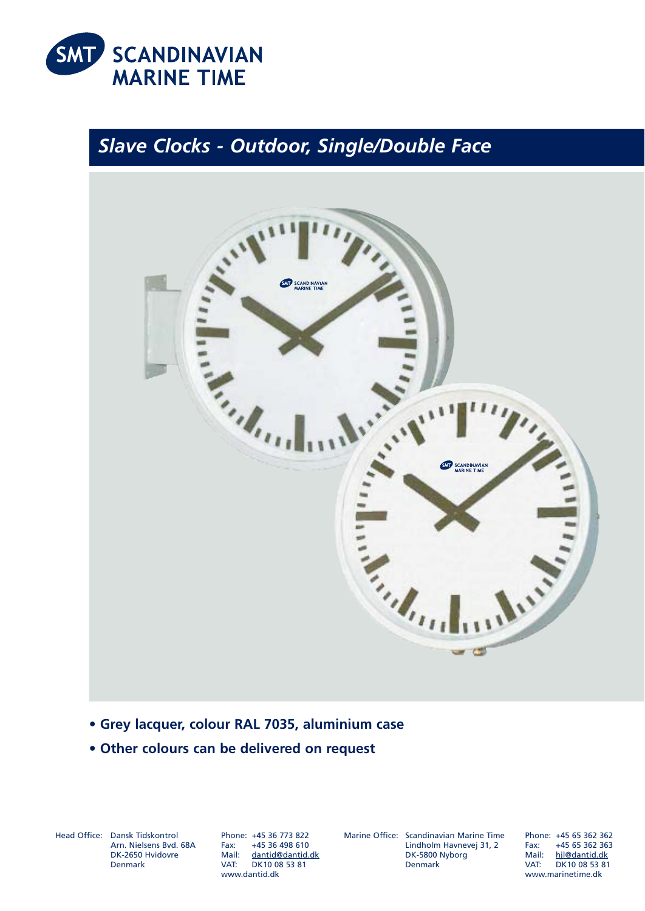SMT SCANDINAVIAN MARINE TIME

# Slave Clocks - Outdoor, Single/Double Face

- **Grey lacquer, colour RAL 7035, aluminium case**
- **Other colours can be delivered on request**

Head Office: Dansk Tidskontrol
Arn. Nielsens Bvd. 68A
DK-2650 Hvidovre
Denmark

Phone: +45 36 773 822
Fax: +45 36 498 610
Mail: dantid@dantid.dk
VAT: DK10 08 53 81
www.dantid.dk

Marine Office: Scandinavian Marine Time
Lindholm Havnevej 31, 2
DK-5800 Nyborg
Denmark

Phone: +45 65 362 362
Fax: +45 65 362 363
Mail: hjl@dantid.dk
VAT: DK10 08 53 81
www.marinetime.dk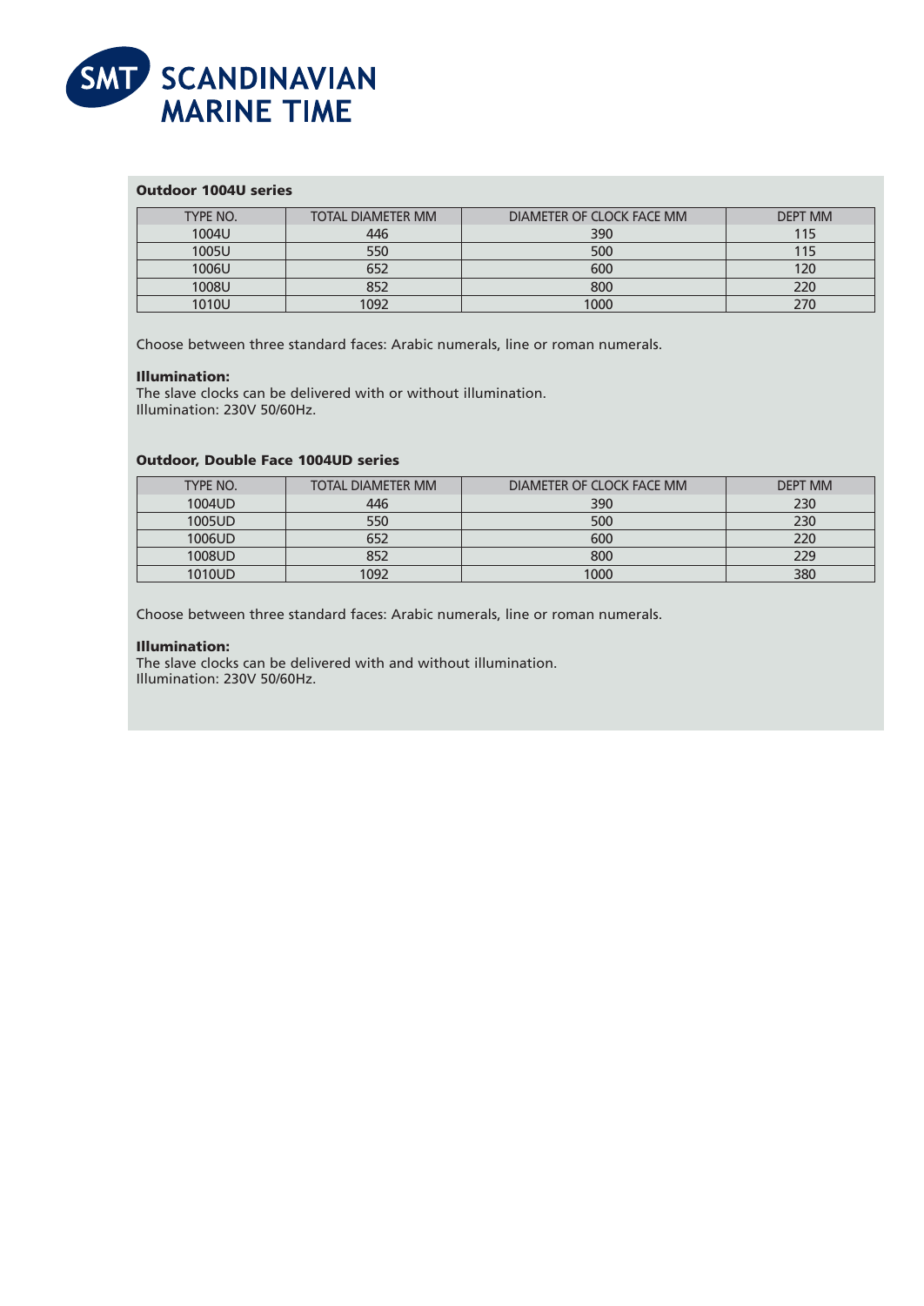**Outdoor 1004U series**

| TYPE NO. | TOTAL DIAMETER MM | DIAMETER OF CLOCK FACE MM | DEPT MM |
|---|---|---|---|
| 1004U | 446 | 390 | 115 |
| 1005U | 550 | 500 | 115 |
| 1006U | 652 | 600 | 120 |
| 1008U | 852 | 800 | 220 |
| 1010U | 1092 | 1000 | 270 |

Choose between three standard faces: Arabic numerals, line or roman numerals.

**Illumination:**
The slave clocks can be delivered with or without illumination.
Illumination: 230V 50/60Hz.

**Outdoor, Double Face 1004UD series**

| TYPE NO. | TOTAL DIAMETER MM | DIAMETER OF CLOCK FACE MM | DEPT MM |
|---|---|---|---|
| 1004UD | 446 | 390 | 230 |
| 1005UD | 550 | 500 | 230 |
| 1006UD | 652 | 600 | 220 |
| 1008UD | 852 | 800 | 229 |
| 1010UD | 1092 | 1000 | 380 |

Choose between three standard faces: Arabic numerals, line or roman numerals.

**Illumination:**
The slave clocks can be delivered with and without illumination.
Illumination: 230V 50/60Hz.